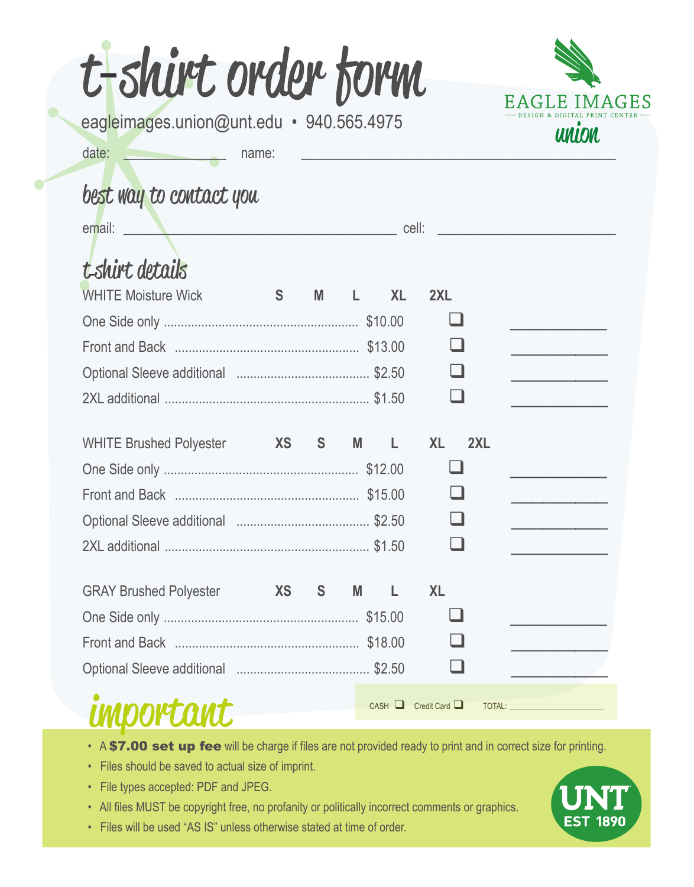# t-shirt order form

eagleimages.union@unt.edu • 940.565.4975

EAGLE IMAGES
DESIGN & DIGITAL PRINT CENTER
union

date: ______________ name: ________________________________________

## best way to contact you

email: ________________________________________ cell: ______________________

## t-shirt details

| WHITE Moisture Wick | S M L XL 2XL | | |
|---|---|---|---|
| One Side only | $10.00 | ❑ | __________ |
| Front and Back | $13.00 | ❑ | __________ |
| Optional Sleeve additional | $2.50 | ❑ | __________ |
| 2XL additional | $1.50 | ❑ | __________ |

| WHITE Brushed Polyester | XS S M L XL 2XL | | |
|---|---|---|---|
| One Side only | $12.00 | ❑ | __________ |
| Front and Back | $15.00 | ❑ | __________ |
| Optional Sleeve additional | $2.50 | ❑ | __________ |
| 2XL additional | $1.50 | ❑ | __________ |

| GRAY Brushed Polyester | XS S M L XL | | |
|---|---|---|---|
| One Side only | $15.00 | ❑ | __________ |
| Front and Back | $18.00 | ❑ | __________ |
| Optional Sleeve additional | $2.50 | ❑ | __________ |

CASH ❑ Credit Card ❑ TOTAL: ________________

## important

- A **$7.00 set up fee** will be charge if files are not provided ready to print and in correct size for printing.
- Files should be saved to actual size of imprint.
- File types accepted: PDF and JPEG.
- All files MUST be copyright free, no profanity or politically incorrect comments or graphics.
- Files will be used "AS IS" unless otherwise stated at time of order.

UNT EST 1890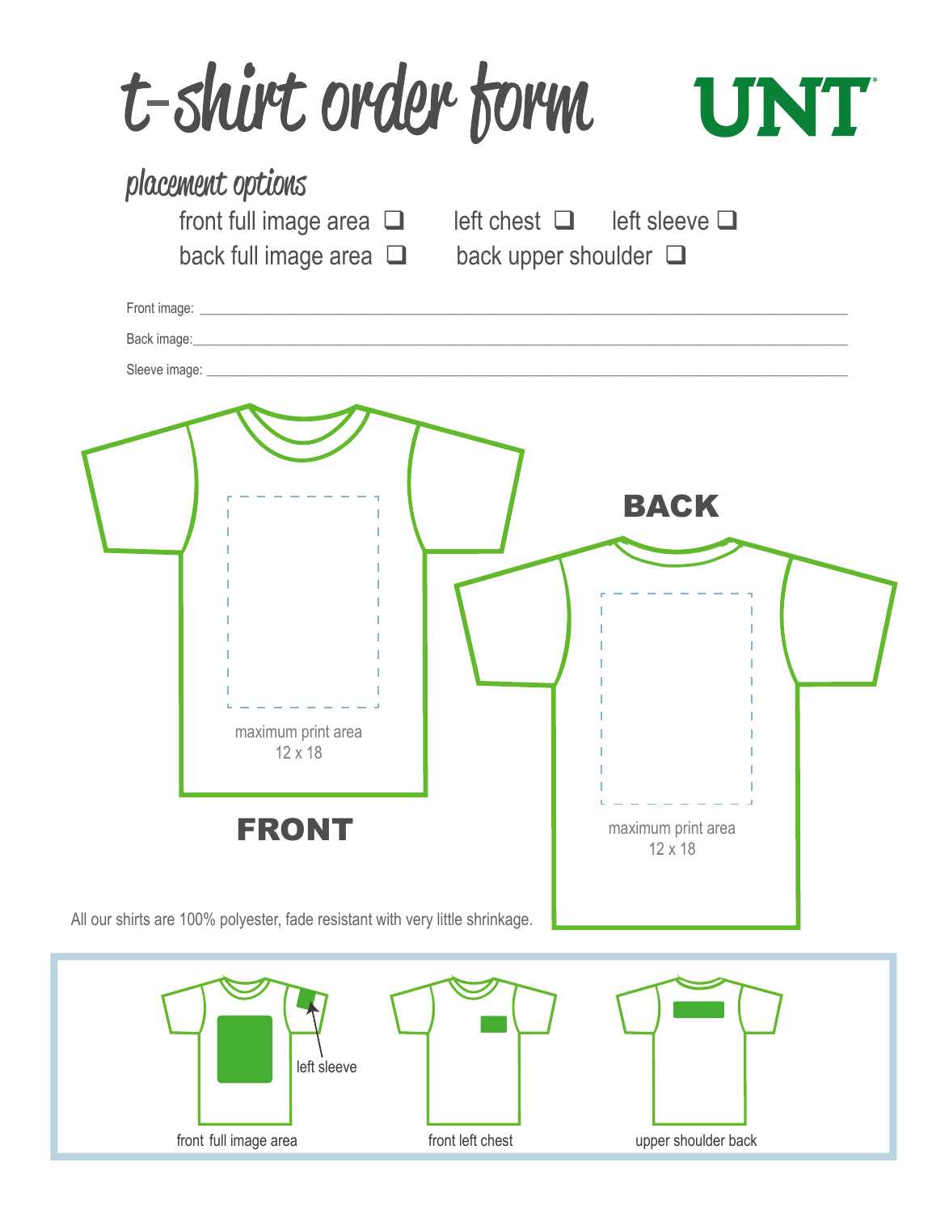# t-shirt order form

UNT

## placement options

front full image area ☐ left chest ☐ left sleeve ☐
back full image area ☐ back upper shoulder ☐

Front image: ____________________________________________

Back image: ____________________________________________

Sleeve image: ____________________________________________

maximum print area
12 x 18

**FRONT**

**BACK**

maximum print area
12 x 18

All our shirts are 100% polyester, fade resistant with very little shrinkage.

left sleeve

front full image area

front left chest

upper shoulder back